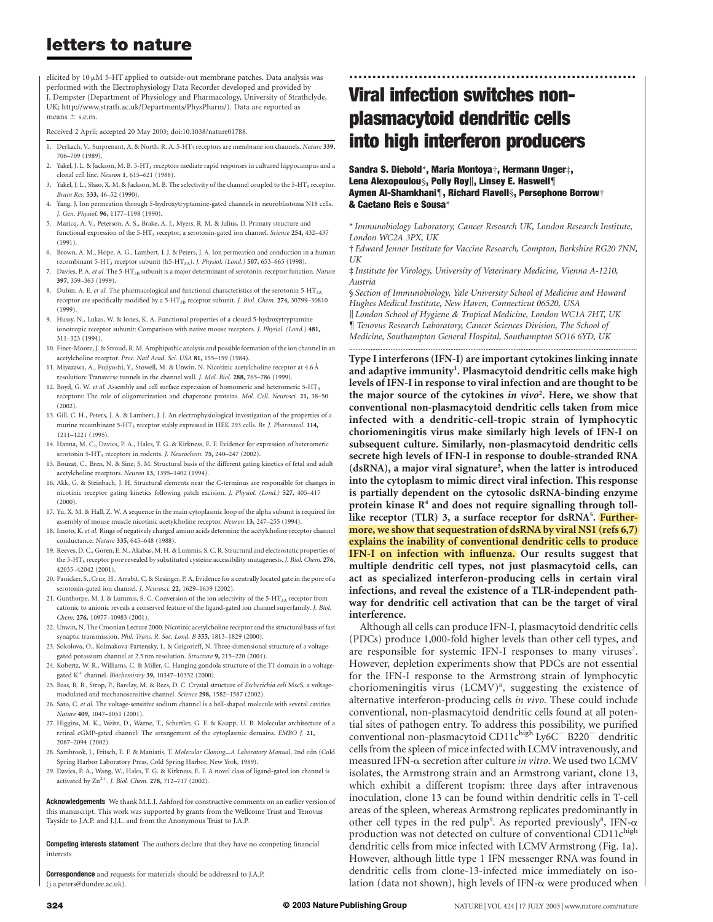elicited by 10 μM 5-HT applied to outside-out membrane patches. Data analysis was performed with the Electrophysiology Data Recorder developed and provided by J. Dempster (Department of Physiology and Pharmacology, University of Strathclyde, UK; http://www.strath.ac.uk/Departments/PhysPharm/). Data are reported as means ± s.e.m.

Received 2 April; accepted 20 May 2003; doi:10.1038/nature01788.

1. Derkach, V., Surprenant, A. & North, R. A. 5-$HT_3$ receptors are membrane ion channels. *Nature* **339**, 706–709 (1989).
2. Yakel, J. L. & Jackson, M. B. 5-$HT_3$ receptors mediate rapid responses in cultured hippocampus and a clonal cell line. *Neuron* **1**, 615–621 (1988).
3. Yakel, J. L., Shao, X. M. & Jackson, M. B. The selectivity of the channel coupled to the 5-$HT_3$ receptor. *Brain Res.* **533**, 46–52 (1990).
4. Yang, J. Ion permeation through 5-hydroxytryptamine-gated channels in neuroblastoma N18 cells. *J. Gen. Physiol.* **96**, 1177–1198 (1990).
5. Maricq, A. V., Peterson, A. S., Brake, A. J., Myers, R. M. & Julius, D. Primary structure and functional expression of the 5-$HT_3$ receptor, a serotonin-gated ion channel. *Science* **254**, 432–437 (1991).
6. Brown, A. M., Hope, A. G., Lambert, J. J. & Peters, J. A. Ion permeation and conduction in a human recombinant 5-$HT_3$ receptor subunit (h5-$HT_{3A}$). *J. Physiol. (Lond.)* **507**, 653–665 (1998).
7. Davies, P. A. *et al.* The 5-$HT_{3B}$ subunit is a major determinant of serotonin-receptor function. *Nature* **397**, 359–363 (1999).
8. Dubin, A. E. *et al.* The pharmacological and functional characteristics of the serotonin 5-$HT_{3A}$ receptor are specifically modified by a 5-$HT_{3B}$ receptor subunit. *J. Biol. Chem.* **274**, 30799–30810 (1999).
9. Hussy, N., Lukas, W. & Jones, K. A. Functional properties of a cloned 5-hydroxytryptamine ionotropic receptor subunit: Comparison with native mouse receptors. *J. Physiol. (Lond.)* **481**, 311–323 (1994).
10. Finer-Moore, J. & Stroud, R. M. Amphipathic analysis and possible formation of the ion channel in an acetylcholine receptor. *Proc. Natl Acad. Sci. USA* **81**, 155–159 (1984).
11. Miyazawa, A., Fujiyoshi, Y., Stowell, M. & Unwin, N. Nicotinic acetylcholine receptor at 4.6 Å resolution: Transverse tunnels in the channel wall. *J. Mol. Biol.* **288**, 765–786 (1999).
12. Boyd, G. W. *et al.* Assembly and cell surface expression of homomeric and heteromeric 5-$HT_3$ receptors: The role of oligomerization and chaperone proteins. *Mol. Cell. Neurosci.* **21**, 38–50 (2002).
13. Gill, C. H., Peters, J. A. & Lambert, J. J. An electrophysiological investigation of the properties of a murine recombinant 5-$HT_3$ receptor stably expressed in HEK 293 cells. *Br. J. Pharmacol.* **114**, 1211–1221 (1995).
14. Hanna, M. C., Davies, P. A., Hales, T. G. & Kirkness, E. F. Evidence for expression of heteromeric serotonin 5-$HT_3$ receptors in rodents. *J. Neurochem.* **75**, 240–247 (2002).
15. Bouzat, C., Bren, N. & Sine, S. M. Structural basis of the different gating kinetics of fetal and adult acetylcholine receptors. *Neuron* **13**, 1395–1402 (1994).
16. Akk, G. & Steinbach, J. H. Structural elements near the C-terminus are responsible for changes in nicotinic receptor gating kinetics following patch excision. *J. Physiol. (Lond.)* **527**, 405–417 (2000).
17. Yu, X. M. & Hall, Z. W. A sequence in the main cytoplasmic loop of the alpha subunit is required for assembly of mouse muscle nicotinic acetylcholine receptor. *Neuron* **13**, 247–255 (1994).
18. Imoto, K. *et al.* Rings of negatively charged amino acids determine the acetylcholine receptor channel conductance. *Nature* **335**, 645–648 (1988).
19. Reeves, D. C., Goren, E. N., Akabas, M. H. & Lummis, S. C. R. Structural and electrostatic properties of the 5-$HT_3$ receptor pore revealed by substituted cysteine accessibility mutagenesis. *J. Biol. Chem.* **276**, 42035–42042 (2001).
20. Panicker, S., Cruz, H., Arrabit, C. & Slesinger, P. A. Evidence for a centrally located gate in the pore of a serotonin-gated ion channel. *J. Neurosci.* **22**, 1629–1639 (2002).
21. Gunthorpe, M. J. & Lummis, S. C. Conversion of the ion selectivity of the 5-$HT_{3A}$ receptor from cationic to anionic reveals a conserved feature of the ligand-gated ion channel superfamily. *J. Biol. Chem.* **276**, 10977–10983 (2001).
22. Unwin, N. The Croonian Lecture 2000. Nicotinic acetylcholine receptor and the structural basis of fast synaptic transmission. *Phil. Trans. R. Soc. Lond. B* **355**, 1813–1829 (2000).
23. Sokolova, O., Kolmakova-Partensky, L. & Grigorieff, N. Three-dimensional structure of a voltage-gated potassium channel at 2.5 nm resolution. *Structure* **9**, 215–220 (2001).
24. Kobertz, W. R., Williams, C. & Miller, C. Hanging gondola structure of the T1 domain in a voltage-gated $K^+$ channel. *Biochemistry* **39**, 10347–10352 (2000).
25. Bass, R. B., Strop, P., Barclay, M. & Rees, D. C. Crystal structure of *Escherichia coli* MscS, a voltage-modulated and mechanosensitive channel. *Science* **298**, 1582–1587 (2002).
26. Sato, C. *et al.* The voltage-sensitive sodium channel is a bell-shaped molecule with several cavities. *Nature* **409**, 1047–1051 (2001).
27. Higgins, M. K., Weitz, D., Warne, T., Schertler, G. F. & Kaupp, U. B. Molecular architecture of a retinal cGMP-gated channel: The arrangement of the cytoplasmic domains. *EMBO J.* **21**, 2087–2094 (2002).
28. Sambrook, J., Fritsch, E. F. & Maniatis, T. *Molecular Cloning—A Laboratory Manual*, 2nd edn (Cold Spring Harbor Laboratory Press, Cold Spring Harbor, New York, 1989).
29. Davies, P. A., Wang, W., Hales, T. G. & Kirkness, E. F. A novel class of ligand-gated ion channel is activated by $Zn^{2+}$. *J. Biol. Chem.* **278**, 712–717 (2002).

**Acknowledgements** We thank M.L.J. Ashford for constructive comments on an earlier version of this manuscript. This work was supported by grants from the Wellcome Trust and Tenovus Tayside to J.A.P. and J.J.L. and from the Anonymous Trust to J.A.P.

**Competing interests statement** The authors declare that they have no competing financial interests

**Correspondence** and requests for materials should be addressed to J.A.P. (j.a.peters@dundee.ac.uk).

# Viral infection switches non-plasmacytoid dendritic cells into high interferon producers

**Sandra S. Diebold\*, Maria Montoya†, Hermann Unger‡, Lena Alexopoulou§, Polly Roy||, Linsey E. Haswell¶, Aymen Al-Shamkhani¶, Richard Flavell§, Persephone Borrow† & Caetano Reis e Sousa\***

\* *Immunobiology Laboratory, Cancer Research UK, London Research Institute, London WC2A 3PX, UK*

† *Edward Jenner Institute for Vaccine Research, Compton, Berkshire RG20 7NN, UK*

‡ *Institute for Virology, University of Veterinary Medicine, Vienna A-1210, Austria*

§ *Section of Immunobiology, Yale University School of Medicine and Howard Hughes Medical Institute, New Haven, Connecticut 06520, USA*

|| *London School of Hygiene & Tropical Medicine, London WC1A 7HT, UK*

¶ *Tenovus Research Laboratory, Cancer Sciences Division, The School of Medicine, Southampton General Hospital, Southampton SO16 6YD, UK*

**Type I interferons (IFN-I) are important cytokines linking innate and adaptive immunity[1]. Plasmacytoid dendritic cells make high levels of IFN-I in response to viral infection and are thought to be the major source of the cytokines *in vivo*[2]. Here, we show that conventional non-plasmacytoid dendritic cells taken from mice infected with a dendritic-cell-tropic strain of lymphocytic choriomeningitis virus make similarly high levels of IFN-I on subsequent culture. Similarly, non-plasmacytoid dendritic cells secrete high levels of IFN-I in response to double-stranded RNA (dsRNA), a major viral signature[3], when the latter is introduced into the cytoplasm to mimic direct viral infection. This response is partially dependent on the cytosolic dsRNA-binding enzyme protein kinase R[4] and does not require signalling through toll-like receptor (TLR) 3, a surface receptor for dsRNA[5]. Furthermore, we show that sequestration of dsRNA by viral NS1 (refs 6,7) explains the inability of conventional dendritic cells to produce IFN-I on infection with influenza. Our results suggest that multiple dendritic cell types, not just plasmacytoid cells, can act as specialized interferon-producing cells in certain viral infections, and reveal the existence of a TLR-independent pathway for dendritic cell activation that can be the target of viral interference.**

Although all cells can produce IFN-I, plasmacytoid dendritic cells (PDCs) produce 1,000-fold higher levels than other cell types, and are responsible for systemic IFN-I responses to many viruses[2]. However, depletion experiments show that PDCs are not essential for the IFN-I response to the Armstrong strain of lymphocytic choriomeningitis virus (LCMV)[8], suggesting the existence of alternative interferon-producing cells *in vivo*. These could include conventional, non-plasmacytoid dendritic cells found at all potential sites of pathogen entry. To address this possibility, we purified conventional non-plasmacytoid $CD11c^{high}$ $Ly6C^-$ $B220^-$ dendritic cells from the spleen of mice infected with LCMV intravenously, and measured IFN-α secretion after culture *in vitro*. We used two LCMV isolates, the Armstrong strain and an Armstrong variant, clone 13, which exhibit a different tropism: three days after intravenous inoculation, clone 13 can be found within dendritic cells in T-cell areas of the spleen, whereas Armstrong replicates predominantly in other cell types in the red pulp[9]. As reported previously[8], IFN-α production was not detected on culture of conventional $CD11c^{high}$ dendritic cells from mice infected with LCMV Armstrong (Fig. 1a). However, although little type 1 IFN messenger RNA was found in dendritic cells from clone-13-infected mice immediately on isolation (data not shown), high levels of IFN-α were produced when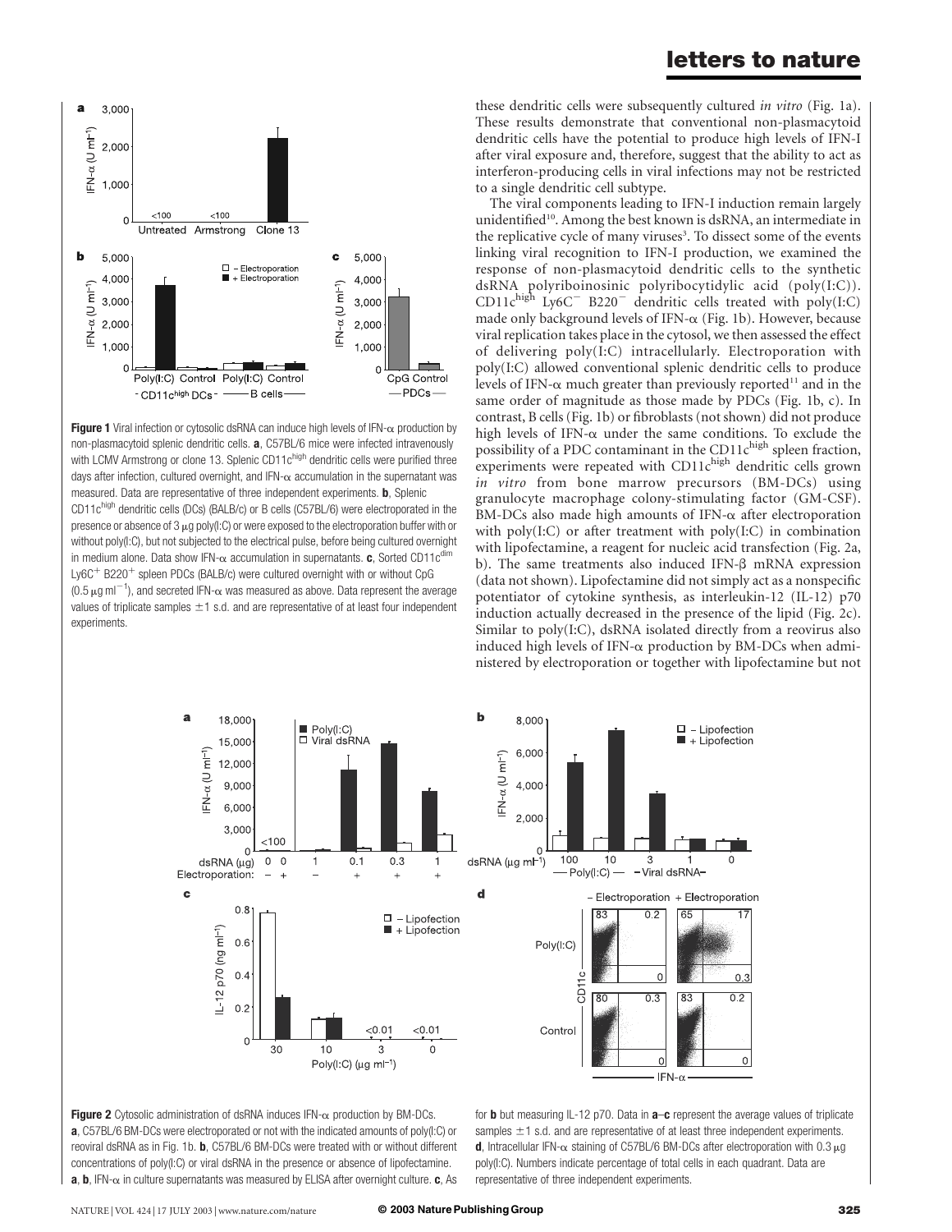these dendritic cells were subsequently cultured *in vitro* (Fig. 1a). These results demonstrate that conventional non-plasmacytoid dendritic cells have the potential to produce high levels of IFN-I after viral exposure and, therefore, suggest that the ability to act as interferon-producing cells in viral infections may not be restricted to a single dendritic cell subtype.

The viral components leading to IFN-I induction remain largely unidentified[10]. Among the best known is dsRNA, an intermediate in the replicative cycle of many viruses[3]. To dissect some of the events linking viral recognition to IFN-I production, we examined the response of non-plasmacytoid dendritic cells to the synthetic dsRNA polyriboinosinic polyribocytidylic acid (poly(I:C)). $CD11c^{high}$ $Ly6C^{-}$ $B220^{-}$ dendritic cells treated with poly(I:C) made only background levels of IFN-α (Fig. 1b). However, because viral replication takes place in the cytosol, we then assessed the effect of delivering poly(I:C) intracellularly. Electroporation with poly(I:C) allowed conventional splenic dendritic cells to produce levels of IFN-α much greater than previously reported[11] and in the same order of magnitude as those made by PDCs (Fig. 1b, c). In contrast, B cells (Fig. 1b) or fibroblasts (not shown) did not produce high levels of IFN-α under the same conditions. To exclude the possibility of a PDC contaminant in the $CD11c^{high}$ spleen fraction, experiments were repeated with $CD11c^{high}$ dendritic cells grown *in vitro* from bone marrow precursors (BM-DCs) using granulocyte macrophage colony-stimulating factor (GM-CSF). BM-DCs also made high amounts of IFN-α after electroporation with poly(I:C) or after treatment with poly(I:C) in combination with lipofectamine, a reagent for nucleic acid transfection (Fig. 2a, b). The same treatments also induced IFN-β mRNA expression (data not shown). Lipofectamine did not simply act as a nonspecific potentiator of cytokine synthesis, as interleukin-12 (IL-12) p70 induction actually decreased in the presence of the lipid (Fig. 2c). Similar to poly(I:C), dsRNA isolated directly from a reovirus also induced high levels of IFN-α production by BM-DCs when administered by electroporation or together with lipofectamine but not

**Figure 1** Viral infection or cytosolic dsRNA can induce high levels of IFN-α production by non-plasmacytoid splenic dendritic cells. **a**, C57BL/6 mice were infected intravenously with LCMV Armstrong or clone 13. Splenic $CD11c^{high}$ dendritic cells were purified three days after infection, cultured overnight, and IFN-α accumulation in the supernatant was measured. Data are representative of three independent experiments. **b**, Splenic $CD11c^{high}$ dendritic cells (DCs) (BALB/c) or B cells (C57BL/6) were electroporated in the presence or absence of 3 μg poly(I:C) or were exposed to the electroporation buffer with or without poly(I:C), but not subjected to the electrical pulse, before being cultured overnight in medium alone. Data show IFN-α accumulation in supernatants. **c**, Sorted $CD11c^{dim}$ $Ly6C^{+}$ $B220^{+}$ spleen PDCs (BALB/c) were cultured overnight with or without CpG (0.5 μg $ml^{-1}$), and secreted IFN-α was measured as above. Data represent the average values of triplicate samples ±1 s.d. and are representative of at least four independent experiments.

**Figure 2** Cytosolic administration of dsRNA induces IFN-α production by BM-DCs. **a**, C57BL/6 BM-DCs were electroporated or not with the indicated amounts of poly(I:C) or reoviral dsRNA as in Fig. 1b. **b**, C57BL/6 BM-DCs were treated with or without different concentrations of poly(I:C) or viral dsRNA in the presence or absence of lipofectamine. **a**, **b**, IFN-α in culture supernatants was measured by ELISA after overnight culture. **c**, As for **b** but measuring IL-12 p70. Data in **a**–**c** represent the average values of triplicate samples ±1 s.d. and are representative of at least three independent experiments. **d**, Intracellular IFN-α staining of C57BL/6 BM-DCs after electroporation with 0.3 μg poly(I:C). Numbers indicate percentage of total cells in each quadrant. Data are representative of three independent experiments.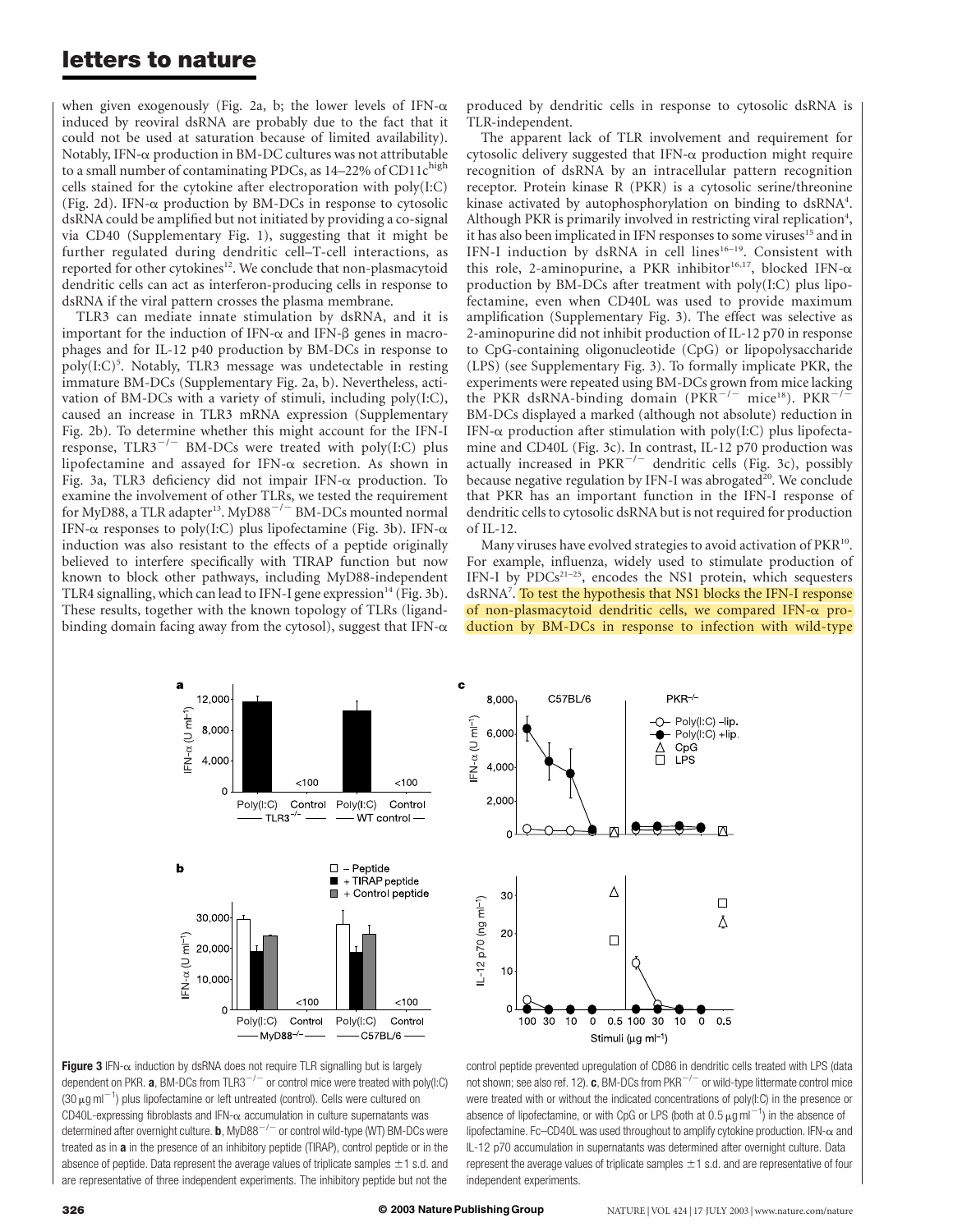when given exogenously (Fig. 2a, b; the lower levels of IFN-α induced by reoviral dsRNA are probably due to the fact that it could not be used at saturation because of limited availability). Notably, IFN-α production in BM-DC cultures was not attributable to a small number of contaminating PDCs, as 14–22% of CD11c$^{high}$ cells stained for the cytokine after electroporation with poly(I:C) (Fig. 2d). IFN-α production by BM-DCs in response to cytosolic dsRNA could be amplified but not initiated by providing a co-signal via CD40 (Supplementary Fig. 1), suggesting that it might be further regulated during dendritic cell–T-cell interactions, as reported for other cytokines[12]. We conclude that non-plasmacytoid dendritic cells can act as interferon-producing cells in response to dsRNA if the viral pattern crosses the plasma membrane.

TLR3 can mediate innate stimulation by dsRNA, and it is important for the induction of IFN-α and IFN-β genes in macrophages and for IL-12 p40 production by BM-DCs in response to poly(I:C)[5]. Notably, TLR3 message was undetectable in resting immature BM-DCs (Supplementary Fig. 2a, b). Nevertheless, activation of BM-DCs with a variety of stimuli, including poly(I:C), caused an increase in TLR3 mRNA expression (Supplementary Fig. 2b). To determine whether this might account for the IFN-I response, TLR3$^{-/-}$ BM-DCs were treated with poly(I:C) plus lipofectamine and assayed for IFN-α secretion. As shown in Fig. 3a, TLR3 deficiency did not impair IFN-α production. To examine the involvement of other TLRs, we tested the requirement for MyD88, a TLR adapter[13]. MyD88$^{-/-}$ BM-DCs mounted normal IFN-α responses to poly(I:C) plus lipofectamine (Fig. 3b). IFN-α induction was also resistant to the effects of a peptide originally believed to interfere specifically with TIRAP function but now known to block other pathways, including MyD88-independent TLR4 signalling, which can lead to IFN-I gene expression[14] (Fig. 3b). These results, together with the known topology of TLRs (ligand-binding domain facing away from the cytosol), suggest that IFN-α produced by dendritic cells in response to cytosolic dsRNA is TLR-independent.

The apparent lack of TLR involvement and requirement for cytosolic delivery suggested that IFN-α production might require recognition of dsRNA by an intracellular pattern recognition receptor. Protein kinase R (PKR) is a cytosolic serine/threonine kinase activated by autophosphorylation on binding to dsRNA[4]. Although PKR is primarily involved in restricting viral replication[4], it has also been implicated in IFN responses to some viruses[15] and in IFN-I induction by dsRNA in cell lines[16–19]. Consistent with this role, 2-aminopurine, a PKR inhibitor[16,17], blocked IFN-α production by BM-DCs after treatment with poly(I:C) plus lipofectamine, even when CD40L was used to provide maximum amplification (Supplementary Fig. 3). The effect was selective as 2-aminopurine did not inhibit production of IL-12 p70 in response to CpG-containing oligonucleotide (CpG) or lipopolysaccharide (LPS) (see Supplementary Fig. 3). To formally implicate PKR, the experiments were repeated using BM-DCs grown from mice lacking the PKR dsRNA-binding domain (PKR$^{-/-}$ mice[18]). PKR$^{-/-}$ BM-DCs displayed a marked (although not absolute) reduction in IFN-α production after stimulation with poly(I:C) plus lipofectamine and CD40L (Fig. 3c). In contrast, IL-12 p70 production was actually increased in PKR$^{-/-}$ dendritic cells (Fig. 3c), possibly because negative regulation by IFN-I was abrogated[20]. We conclude that PKR has an important function in the IFN-I response of dendritic cells to cytosolic dsRNA but is not required for production of IL-12.

Many viruses have evolved strategies to avoid activation of PKR[10]. For example, influenza, widely used to stimulate production of IFN-I by PDCs[21–25], encodes the NS1 protein, which sequesters dsRNA[7]. To test the hypothesis that NS1 blocks the IFN-I response of non-plasmacytoid dendritic cells, we compared IFN-α production by BM-DCs in response to infection with wild-type

**Figure 3** IFN-α induction by dsRNA does not require TLR signalling but is largely dependent on PKR. **a**, BM-DCs from TLR3$^{-/-}$ or control mice were treated with poly(I:C) (30 μg ml$^{-1}$) plus lipofectamine or left untreated (control). Cells were cultured on CD40L-expressing fibroblasts and IFN-α accumulation in culture supernatants was determined after overnight culture. **b**, MyD88$^{-/-}$ or control wild-type (WT) BM-DCs were treated as in **a** in the presence of an inhibitory peptide (TIRAP), control peptide or in the absence of peptide. Data represent the average values of triplicate samples ±1 s.d. and are representative of three independent experiments. The inhibitory peptide but not the control peptide prevented upregulation of CD86 in dendritic cells treated with LPS (data not shown; see also ref. 12). **c**, BM-DCs from PKR$^{-/-}$ or wild-type littermate control mice were treated with or without the indicated concentrations of poly(I:C) in the presence or absence of lipofectamine, or with CpG or LPS (both at 0.5 μg ml$^{-1}$) in the absence of lipofectamine. Fc–CD40L was used throughout to amplify cytokine production. IFN-α and IL-12 p70 accumulation in supernatants was determined after overnight culture. Data represent the average values of triplicate samples ±1 s.d. and are representative of four independent experiments.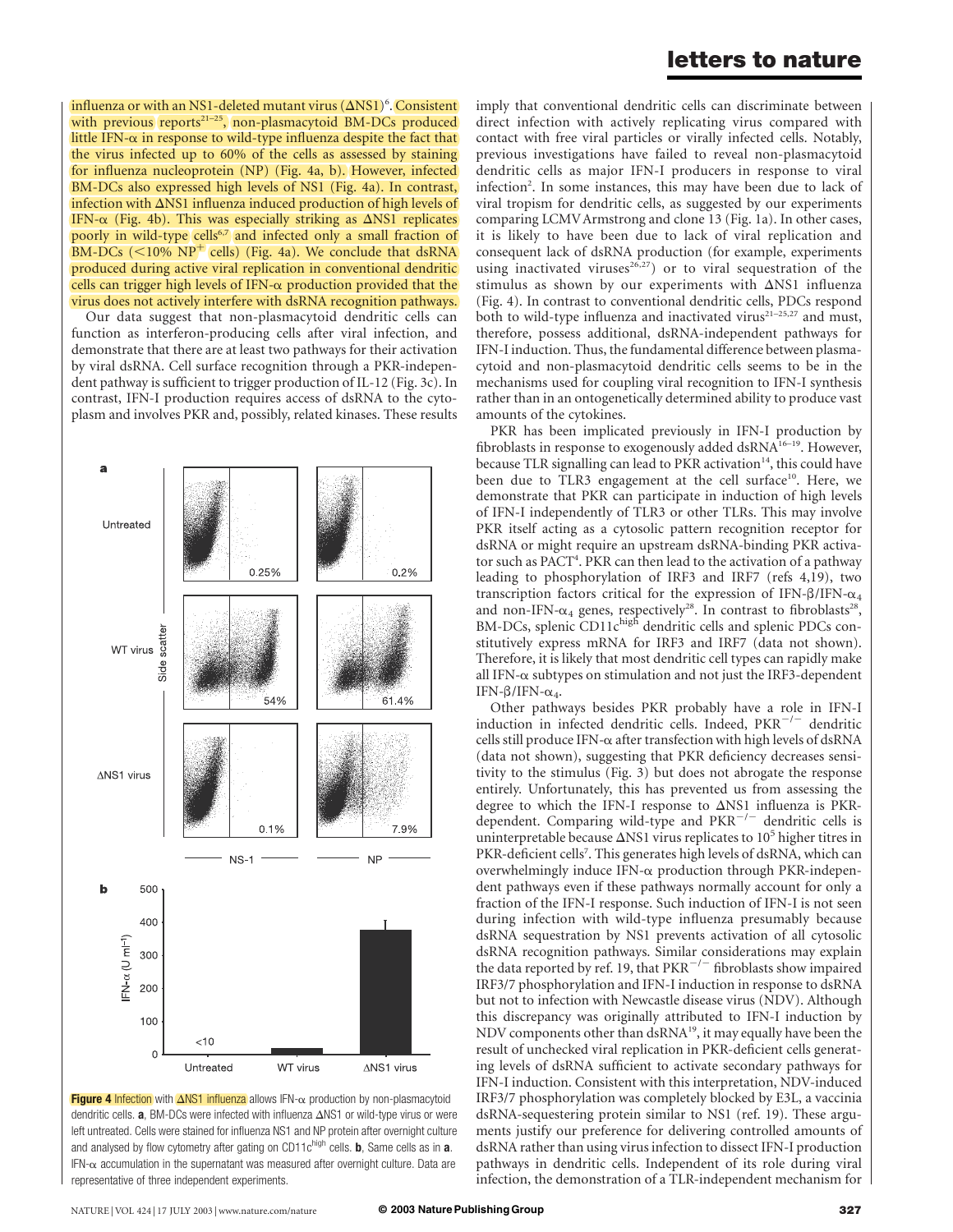influenza or with an NS1-deleted mutant virus (ΔNS1)[6]. Consistent with previous reports[21–25], non-plasmacytoid BM-DCs produced little IFN-α in response to wild-type influenza despite the fact that the virus infected up to 60% of the cells as assessed by staining for influenza nucleoprotein (NP) (Fig. 4a, b). However, infected BM-DCs also expressed high levels of NS1 (Fig. 4a). In contrast, infection with ΔNS1 influenza induced production of high levels of IFN-α (Fig. 4b). This was especially striking as ΔNS1 replicates poorly in wild-type cells[6,7] and infected only a small fraction of BM-DCs (<10% $NP^+$ cells) (Fig. 4a). We conclude that dsRNA produced during active viral replication in conventional dendritic cells can trigger high levels of IFN-α production provided that the virus does not actively interfere with dsRNA recognition pathways.

Our data suggest that non-plasmacytoid dendritic cells can function as interferon-producing cells after viral infection, and demonstrate that there are at least two pathways for their activation by viral dsRNA. Cell surface recognition through a PKR-independent pathway is sufficient to trigger production of IL-12 (Fig. 3c). In contrast, IFN-I production requires access of dsRNA to the cytoplasm and involves PKR and, possibly, related kinases. These results imply that conventional dendritic cells can discriminate between direct infection with actively replicating virus compared with contact with free viral particles or virally infected cells. Notably, previous investigations have failed to reveal non-plasmacytoid dendritic cells as major IFN-I producers in response to viral infection[2]. In some instances, this may have been due to lack of viral tropism for dendritic cells, as suggested by our experiments comparing LCMV Armstrong and clone 13 (Fig. 1a). In other cases, it is likely to have been due to lack of viral replication and consequent lack of dsRNA production (for example, experiments using inactivated viruses[26,27]) or to viral sequestration of the stimulus as shown by our experiments with ΔNS1 influenza (Fig. 4). In contrast to conventional dendritic cells, PDCs respond both to wild-type influenza and inactivated virus[21–25,27] and must, therefore, possess additional, dsRNA-independent pathways for IFN-I induction. Thus, the fundamental difference between plasmacytoid and non-plasmacytoid dendritic cells seems to be in the mechanisms used for coupling viral recognition to IFN-I synthesis rather than in an ontogenetically determined ability to produce vast amounts of the cytokines.

PKR has been implicated previously in IFN-I production by fibroblasts in response to exogenously added dsRNA[16–19]. However, because TLR signalling can lead to PKR activation[14], this could have been due to TLR3 engagement at the cell surface[10]. Here, we demonstrate that PKR can participate in induction of high levels of IFN-I independently of TLR3 or other TLRs. This may involve PKR itself acting as a cytosolic pattern recognition receptor for dsRNA or might require an upstream dsRNA-binding PKR activator such as PACT[4]. PKR can then lead to the activation of a pathway leading to phosphorylation of IRF3 and IRF7 (refs 4,19), two transcription factors critical for the expression of IFN-β/IFN-$\alpha_4$ and non-IFN-$\alpha_4$ genes, respectively[28]. In contrast to fibroblasts[28], BM-DCs, splenic $CD11c^{high}$ dendritic cells and splenic PDCs constitutively express mRNA for IRF3 and IRF7 (data not shown). Therefore, it is likely that most dendritic cell types can rapidly make all IFN-α subtypes on stimulation and not just the IRF3-dependent IFN-β/IFN-$\alpha_4$.

Other pathways besides PKR probably have a role in IFN-I induction in infected dendritic cells. Indeed, $PKR^{-/-}$ dendritic cells still produce IFN-α after transfection with high levels of dsRNA (data not shown), suggesting that PKR deficiency decreases sensitivity to the stimulus (Fig. 3) but does not abrogate the response entirely. Unfortunately, this has prevented us from assessing the degree to which the IFN-I response to ΔNS1 influenza is PKR-dependent. Comparing wild-type and $PKR^{-/-}$ dendritic cells is uninterpretable because ΔNS1 virus replicates to $10^5$ higher titres in PKR-deficient cells[7]. This generates high levels of dsRNA, which can overwhelmingly induce IFN-α production through PKR-independent pathways even if these pathways normally account for only a fraction of the IFN-I response. Such induction of IFN-I is not seen during infection with wild-type influenza presumably because dsRNA sequestration by NS1 prevents activation of all cytosolic dsRNA recognition pathways. Similar considerations may explain the data reported by ref. 19, that $PKR^{-/-}$ fibroblasts show impaired IRF3/7 phosphorylation and IFN-I induction in response to dsRNA but not to infection with Newcastle disease virus (NDV). Although this discrepancy was originally attributed to IFN-I induction by NDV components other than dsRNA[19], it may equally have been the result of unchecked viral replication in PKR-deficient cells generating levels of dsRNA sufficient to activate secondary pathways for IFN-I induction. Consistent with this interpretation, NDV-induced IRF3/7 phosphorylation was completely blocked by E3L, a vaccinia dsRNA-sequestering protein similar to NS1 (ref. 19). These arguments justify our preference for delivering controlled amounts of dsRNA rather than using virus infection to dissect IFN-I production pathways in dendritic cells. Independent of its role during viral infection, the demonstration of a TLR-independent mechanism for

**Figure 4** Infection with ΔNS1 influenza allows IFN-α production by non-plasmacytoid dendritic cells. **a**, BM-DCs were infected with influenza ΔNS1 or wild-type virus or were left untreated. Cells were stained for influenza NS1 and NP protein after overnight culture and analysed by flow cytometry after gating on $CD11c^{high}$ cells. **b**, Same cells as in **a**. IFN-α accumulation in the supernatant was measured after overnight culture. Data are representative of three independent experiments.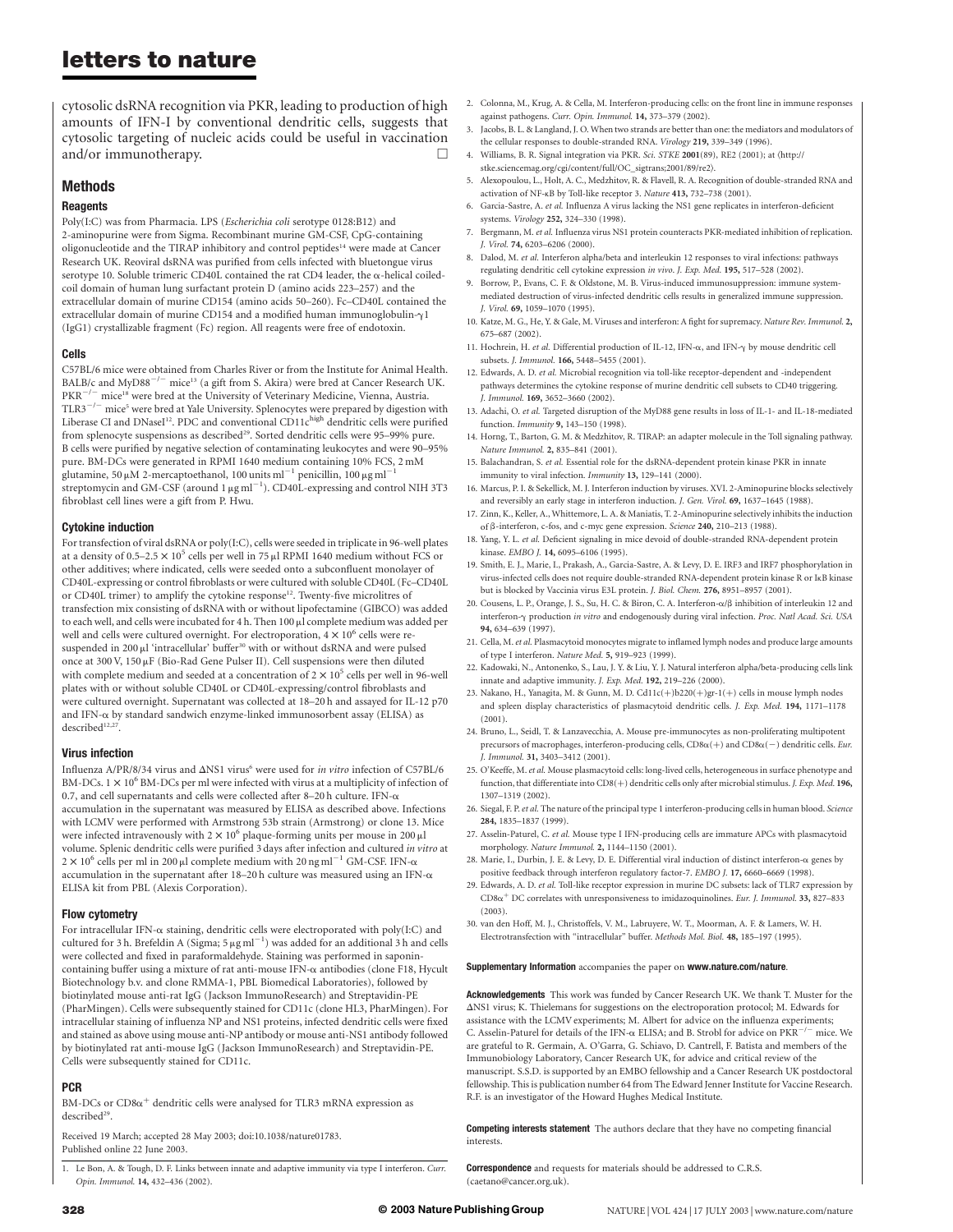cytosolic dsRNA recognition via PKR, leading to production of high amounts of IFN-I by conventional dendritic cells, suggests that cytosolic targeting of nucleic acids could be useful in vaccination and/or immunotherapy. □

## Methods

### Reagents

Poly(I:C) was from Pharmacia. LPS (*Escherichia coli* serotype 0128:B12) and 2-aminopurine were from Sigma. Recombinant murine GM-CSF, CpG-containing oligonucleotide and the TIRAP inhibitory and control peptides[14] were made at Cancer Research UK. Reoviral dsRNA was purified from cells infected with bluetongue virus serotype 10. Soluble trimeric CD40L contained the rat CD4 leader, the α-helical coiled-coil domain of human lung surfactant protein D (amino acids 223–257) and the extracellular domain of murine CD154 (amino acids 50–260). Fc–CD40L contained the extracellular domain of murine CD154 and a modified human immunoglobulin-γ1 (IgG1) crystallizable fragment (Fc) region. All reagents were free of endotoxin.

### Cells

C57BL/6 mice were obtained from Charles River or from the Institute for Animal Health. BALB/c and MyD88$^{-/-}$ mice[13] (a gift from S. Akira) were bred at Cancer Research UK. PKR$^{-/-}$ mice[18] were bred at the University of Veterinary Medicine, Vienna, Austria. TLR3$^{-/-}$ mice[5] were bred at Yale University. Splenocytes were prepared by digestion with Liberase CI and DNaseI[12]. PDC and conventional CD11c$^{high}$ dendritic cells were purified from splenocyte suspensions as described[29]. Sorted dendritic cells were 95–99% pure. B cells were purified by negative selection of contaminating leukocytes and were 90–95% pure. BM-DCs were generated in RPMI 1640 medium containing 10% FCS, 2 mM glutamine, 50 μM 2-mercaptoethanol, 100 units ml$^{-1}$ penicillin, 100 μg ml$^{-1}$ streptomycin and GM-CSF (around 1 μg ml$^{-1}$). CD40L-expressing and control NIH 3T3 fibroblast cell lines were a gift from P. Hwu.

### Cytokine induction

For transfection of viral dsRNA or poly(I:C), cells were seeded in triplicate in 96-well plates at a density of 0.5–2.5 × $10^5$ cells per well in 75 μl RPMI 1640 medium without FCS or other additives; where indicated, cells were seeded onto a subconfluent monolayer of CD40L-expressing or control fibroblasts or were cultured with soluble CD40L (Fc–CD40L or CD40L trimer) to amplify the cytokine response[12]. Twenty-five microlitres of transfection mix consisting of dsRNA with or without lipofectamine (GIBCO) was added to each well, and cells were incubated for 4 h. Then 100 μl complete medium was added per well and cells were cultured overnight. For electroporation, 4 × $10^6$ cells were re-suspended in 200 μl 'intracellular' buffer[30] with or without dsRNA and were pulsed once at 300 V, 150 μF (Bio-Rad Gene Pulser II). Cell suspensions were then diluted with complete medium and seeded at a concentration of 2 × $10^5$ cells per well in 96-well plates with or without soluble CD40L or CD40L-expressing/control fibroblasts and were cultured overnight. Supernatant was collected at 18–20 h and assayed for IL-12 p70 and IFN-α by standard sandwich enzyme-linked immunosorbent assay (ELISA) as described[12,27].

### Virus infection

Influenza A/PR/8/34 virus and ΔNS1 virus[6] were used for *in vitro* infection of C57BL/6 BM-DCs. 1 × $10^6$ BM-DCs per ml were infected with virus at a multiplicity of infection of 0.7, and cell supernatants and cells were collected after 8–20 h culture. IFN-α accumulation in the supernatant was measured by ELISA as described above. Infections with LCMV were performed with Armstrong 53b strain (Armstrong) or clone 13. Mice were infected intravenously with 2 × $10^6$ plaque-forming units per mouse in 200 μl volume. Splenic dendritic cells were purified 3 days after infection and cultured *in vitro* at 2 × $10^6$ cells per ml in 200 μl complete medium with 20 ng ml$^{-1}$ GM-CSF. IFN-α accumulation in the supernatant after 18–20 h culture was measured using an IFN-α ELISA kit from PBL (Alexis Corporation).

### Flow cytometry

For intracellular IFN-α staining, dendritic cells were electroporated with poly(I:C) and cultured for 3 h. Brefeldin A (Sigma; 5 μg ml$^{-1}$) was added for an additional 3 h and cells were collected and fixed in paraformaldehyde. Staining was performed in saponin-containing buffer using a mixture of rat anti-mouse IFN-α antibodies (clone F18, Hycult Biotechnology b.v. and clone RMMA-1, PBL Biomedical Laboratories), followed by biotinylated mouse anti-rat IgG (Jackson ImmunoResearch) and Streptavidin-PE (PharMingen). Cells were subsequently stained for CD11c (clone HL3, PharMingen). For intracellular staining of influenza NP and NS1 proteins, infected dendritic cells were fixed and stained as above using mouse anti-NP antibody or mouse anti-NS1 antibody followed by biotinylated rat anti-mouse IgG (Jackson ImmunoResearch) and Streptavidin-PE. Cells were subsequently stained for CD11c.

### PCR

BM-DCs or CD8α$^+$ dendritic cells were analysed for TLR3 mRNA expression as described[29].

Received 19 March; accepted 28 May 2003; doi:10.1038/nature01783.
Published online 22 June 2003.

1. Le Bon, A. & Tough, D. F. Links between innate and adaptive immunity via type I interferon. *Curr. Opin. Immunol.* **14,** 432–436 (2002).
2. Colonna, M., Krug, A. & Cella, M. Interferon-producing cells: on the front line in immune responses against pathogens. *Curr. Opin. Immunol.* **14,** 373–379 (2002).
3. Jacobs, B. L. & Langland, J. O. When two strands are better than one: the mediators and modulators of the cellular responses to double-stranded RNA. *Virology* **219,** 339–349 (1996).
4. Williams, B. R. Signal integration via PKR. *Sci. STKE* **2001**(89), RE2 (2001); at ⟨http://stke.sciencemag.org/cgi/content/full/OC_sigtrans;2001/89/re2⟩.
5. Alexopoulou, L., Holt, A. C., Medzhitov, R. & Flavell, R. A. Recognition of double-stranded RNA and activation of NF-κB by Toll-like receptor 3. *Nature* **413,** 732–738 (2001).
6. Garcia-Sastre, A. *et al.* Influenza A virus lacking the NS1 gene replicates in interferon-deficient systems. *Virology* **252,** 324–330 (1998).
7. Bergmann, M. *et al.* Influenza virus NS1 protein counteracts PKR-mediated inhibition of replication. *J. Virol.* **74,** 6203–6206 (2000).
8. Dalod, M. *et al.* Interferon alpha/beta and interleukin 12 responses to viral infections: pathways regulating dendritic cell cytokine expression *in vivo*. *J. Exp. Med.* **195,** 517–528 (2002).
9. Borrow, P., Evans, C. F. & Oldstone, M. B. Virus-induced immunosuppression: immune system-mediated destruction of virus-infected dendritic cells results in generalized immune suppression. *J. Virol.* **69,** 1059–1070 (1995).
10. Katze, M. G., He, Y. & Gale, M. Viruses and interferon: A fight for supremacy. *Nature Rev. Immunol.* **2,** 675–687 (2002).
11. Hochrein, H. *et al.* Differential production of IL-12, IFN-α, and IFN-γ by mouse dendritic cell subsets. *J. Immunol.* **166,** 5448–5455 (2001).
12. Edwards, A. D. *et al.* Microbial recognition via toll-like receptor-dependent and -independent pathways determines the cytokine response of murine dendritic cell subsets to CD40 triggering. *J. Immunol.* **169,** 3652–3660 (2002).
13. Adachi, O. *et al.* Targeted disruption of the MyD88 gene results in loss of IL-1- and IL-18-mediated function. *Immunity* **9,** 143–150 (1998).
14. Horng, T., Barton, G. M. & Medzhitov, R. TIRAP: an adapter molecule in the Toll signaling pathway. *Nature Immunol.* **2,** 835–841 (2001).
15. Balachandran, S. *et al.* Essential role for the dsRNA-dependent protein kinase PKR in innate immunity to viral infection. *Immunity* **13,** 129–141 (2000).
16. Marcus, P. I. & Sekellick, M. J. Interferon induction by viruses. XVI. 2-Aminopurine blocks selectively and reversibly an early stage in interferon induction. *J. Gen. Virol.* **69,** 1637–1645 (1988).
17. Zinn, K., Keller, A., Whittemore, L. A. & Maniatis, T. 2-Aminopurine selectively inhibits the induction of β-interferon, c-fos, and c-myc gene expression. *Science* **240,** 210–213 (1988).
18. Yang, Y. L. *et al.* Deficient signaling in mice devoid of double-stranded RNA-dependent protein kinase. *EMBO J.* **14,** 6095–6106 (1995).
19. Smith, E. J., Marie, I., Prakash, A., Garcia-Sastre, A. & Levy, D. E. IRF3 and IRF7 phosphorylation in virus-infected cells does not require double-stranded RNA-dependent protein kinase R or IκB kinase but is blocked by Vaccinia virus E3L protein. *J. Biol. Chem.* **276,** 8951–8957 (2001).
20. Cousens, L. P., Orange, J. S., Su, H. C. & Biron, C. A. Interferon-α/β inhibition of interleukin 12 and interferon-γ production *in vitro* and endogenously during viral infection. *Proc. Natl Acad. Sci. USA* **94,** 634–639 (1997).
21. Cella, M. *et al.* Plasmacytoid monocytes migrate to inflamed lymph nodes and produce large amounts of type I interferon. *Nature Med.* **5,** 919–923 (1999).
22. Kadowaki, N., Antonenko, S., Lau, J. Y. & Liu, Y. J. Natural interferon alpha/beta-producing cells link innate and adaptive immunity. *J. Exp. Med.* **192,** 219–226 (2000).
23. Nakano, H., Yanagita, M. & Gunn, M. D. Cd11c(+)b220(+)gr-1(+) cells in mouse lymph nodes and spleen display characteristics of plasmacytoid dendritic cells. *J. Exp. Med.* **194,** 1171–1178 (2001).
24. Bruno, L., Seidl, T. & Lanzavecchia, A. Mouse pre-immunocytes as non-proliferating multipotent precursors of macrophages, interferon-producing cells, CD8α(+) and CD8α(−) dendritic cells. *Eur. J. Immunol.* **31,** 3403–3412 (2001).
25. O'Keeffe, M. *et al.* Mouse plasmacytoid cells: long-lived cells, heterogeneous in surface phenotype and function, that differentiate into CD8(+) dendritic cells only after microbial stimulus. *J. Exp. Med.* **196,** 1307–1319 (2002).
26. Siegal, F. P. *et al.* The nature of the principal type 1 interferon-producing cells in human blood. *Science* **284,** 1835–1837 (1999).
27. Asselin-Paturel, C. *et al.* Mouse type I IFN-producing cells are immature APCs with plasmacytoid morphology. *Nature Immunol.* **2,** 1144–1150 (2001).
28. Marie, I., Durbin, J. E. & Levy, D. E. Differential viral induction of distinct interferon-α genes by positive feedback through interferon regulatory factor-7. *EMBO J.* **17,** 6660–6669 (1998).
29. Edwards, A. D. *et al.* Toll-like receptor expression in murine DC subsets: lack of TLR7 expression by CD8α$^+$ DC correlates with unresponsiveness to imidazoquinolines. *Eur. J. Immunol.* **33,** 827–833 (2003).
30. van den Hoff, M. J., Christoffels, V. M., Labruyere, W. T., Moorman, A. F. & Lamers, W. H. Electrotransfection with "intracellular" buffer. *Methods Mol. Biol.* **48,** 185–197 (1995).

**Supplementary Information** accompanies the paper on **www.nature.com/nature**.

**Acknowledgements** This work was funded by Cancer Research UK. We thank T. Muster for the ΔNS1 virus; K. Thielemans for suggestions on the electroporation protocol; M. Edwards for assistance with the LCMV experiments; M. Albert for advice on the influenza experiments; C. Asselin-Paturel for details of the IFN-α ELISA; and B. Strobl for advice on PKR$^{-/-}$ mice. We are grateful to R. Germain, A. O'Garra, G. Schiavo, D. Cantrell, F. Batista and members of the Immunobiology Laboratory, Cancer Research UK, for advice and critical review of the manuscript. S.S.D. is supported by an EMBO fellowship and a Cancer Research UK postdoctoral fellowship. This is publication number 64 from The Edward Jenner Institute for Vaccine Research. R.F. is an investigator of the Howard Hughes Medical Institute.

**Competing interests statement** The authors declare that they have no competing financial interests.

**Correspondence** and requests for materials should be addressed to C.R.S. (caetano@cancer.org.uk).